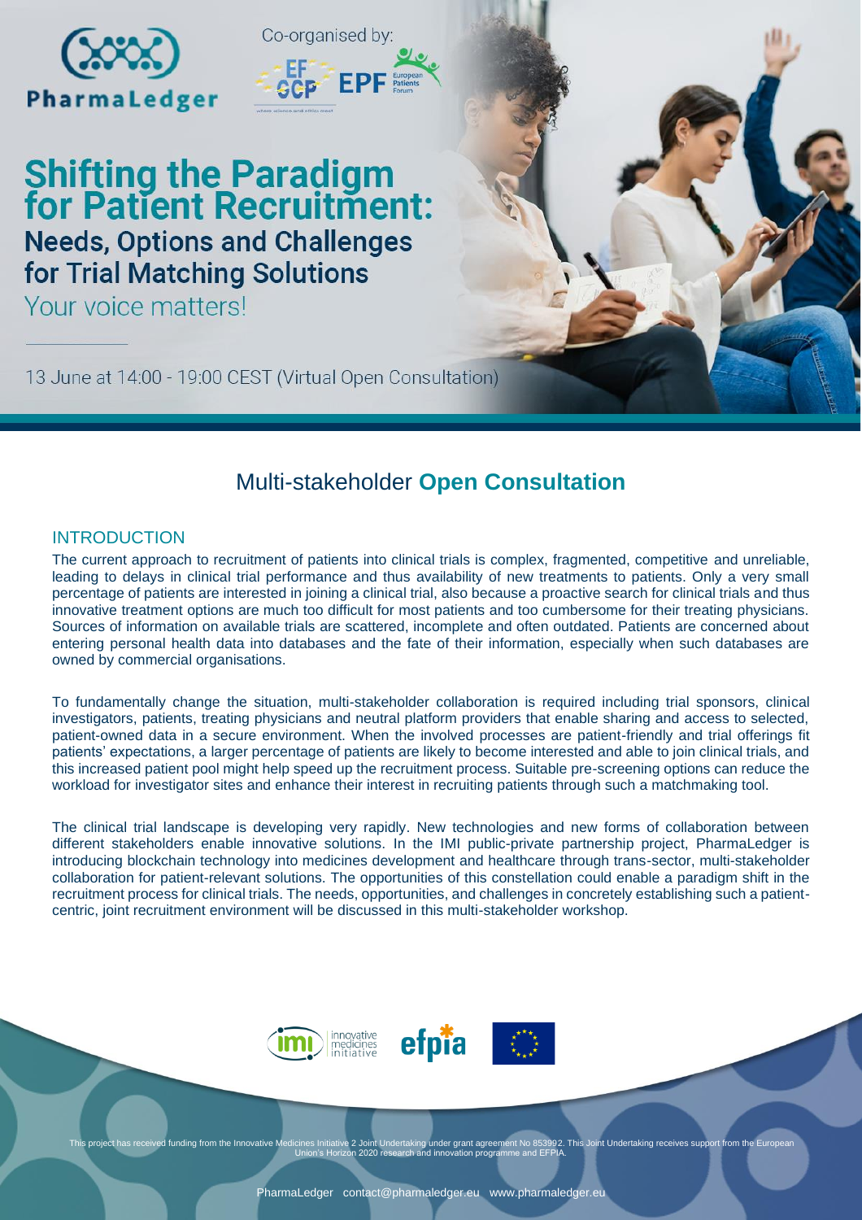PharmaLedger

Co-organised by:

# Shifting the Paradigm for Patient Recruitment:

## Needs, Options and Challenges for Trial Matching Solutions

Your voice matters!

13 June at 14:00 - 19:00 CEST (Virtual Open Consultation)

## Multi-stakeholder **Open Consultation**

### INTRODUCTION

The current approach to recruitment of patients into clinical trials is complex, fragmented, competitive and unreliable, leading to delays in clinical trial performance and thus availability of new treatments to patients. Only a very small percentage of patients are interested in joining a clinical trial, also because a proactive search for clinical trials and thus innovative treatment options are much too difficult for most patients and too cumbersome for their treating physicians. Sources of information on available trials are scattered, incomplete and often outdated. Patients are concerned about entering personal health data into databases and the fate of their information, especially when such databases are owned by commercial organisations.

To fundamentally change the situation, multi-stakeholder collaboration is required including trial sponsors, clinical investigators, patients, treating physicians and neutral platform providers that enable sharing and access to selected, patient-owned data in a secure environment. When the involved processes are patient-friendly and trial offerings fit patients' expectations, a larger percentage of patients are likely to become interested and able to join clinical trials, and this increased patient pool might help speed up the recruitment process. Suitable pre-screening options can reduce the workload for investigator sites and enhance their interest in recruiting patients through such a matchmaking tool.

The clinical trial landscape is developing very rapidly. New technologies and new forms of collaboration between different stakeholders enable innovative solutions. In the IMI public-private partnership project, PharmaLedger is introducing blockchain technology into medicines development and healthcare through trans-sector, multi-stakeholder collaboration for patient-relevant solutions. The opportunities of this constellation could enable a paradigm shift in the recruitment process for clinical trials. The needs, opportunities, and challenges in concretely establishing such a patient-centric, joint recruitment environment will be discussed in this multi-stakeholder workshop.

This project has received funding from the Innovative Medicines Initiative 2 Joint Undertaking under grant agreement No 853992. This Joint Undertaking receives support from the European Union's Horizon 2020 research and innovation programme and EFPIA.

PharmaLedger contact@pharmaledger.eu www.pharmaledger.eu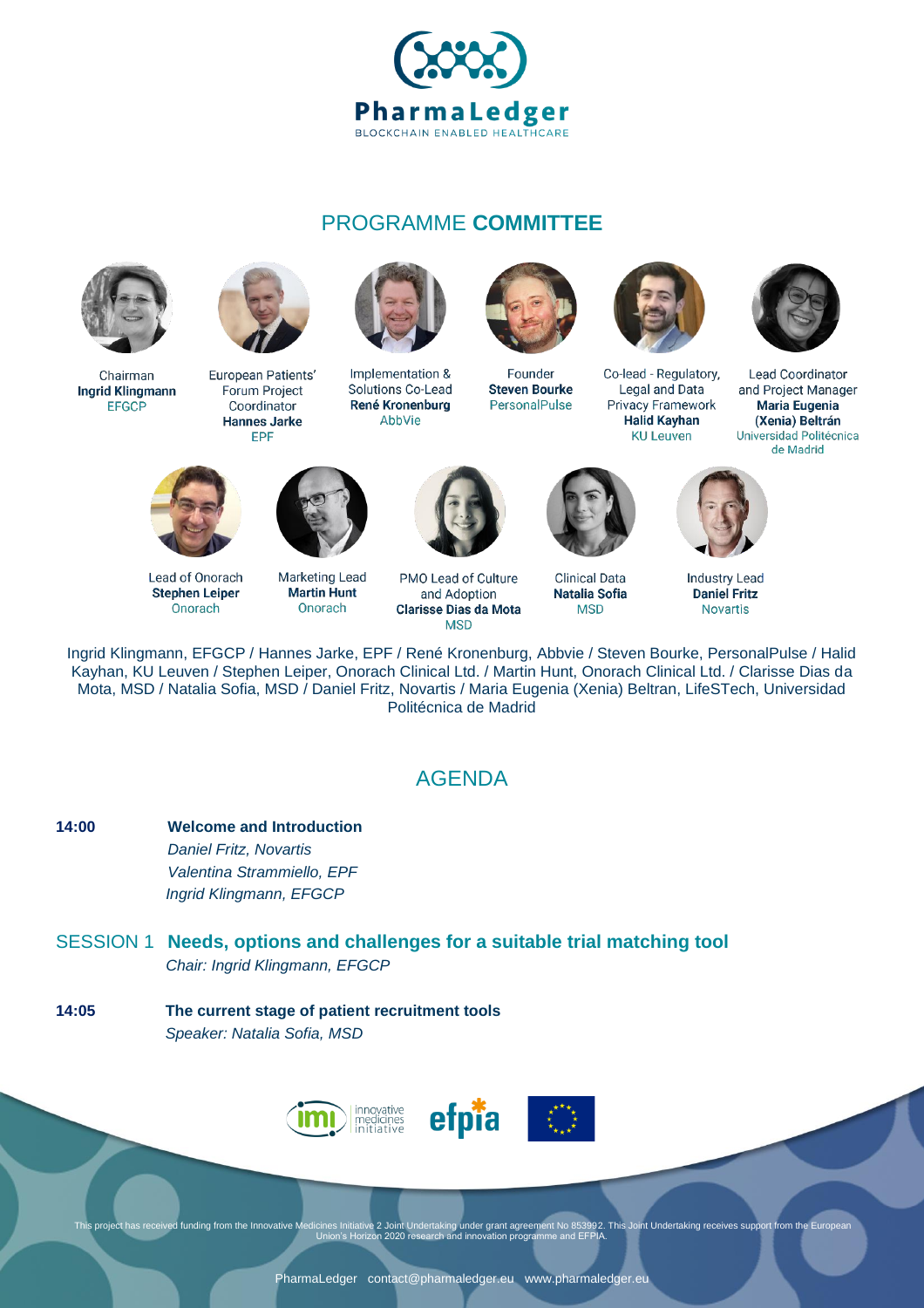# PharmaLedger

BLOCKCHAIN ENABLED HEALTHCARE

## PROGRAMME **COMMITTEE**

Chairman
**Ingrid Klingmann**
EFGCP

European Patients' Forum Project Coordinator
**Hannes Jarke**
EPF

Implementation & Solutions Co-Lead
**René Kronenburg**
AbbVie

Founder
**Steven Bourke**
PersonalPulse

Co-lead - Regulatory, Legal and Data Privacy Framework
**Halid Kayhan**
KU Leuven

Lead Coordinator and Project Manager
**Maria Eugenia (Xenia) Beltrán**
Universidad Politécnica de Madrid

Lead of Onorach
**Stephen Leiper**
Onorach

Marketing Lead
**Martin Hunt**
Onorach

PMO Lead of Culture and Adoption
**Clarisse Dias da Mota**
MSD

Clinical Data
**Natalia Sofia**
MSD

Industry Lead
**Daniel Fritz**
Novartis

Ingrid Klingmann, EFGCP / Hannes Jarke, EPF / René Kronenburg, Abbvie / Steven Bourke, PersonalPulse / Halid Kayhan, KU Leuven / Stephen Leiper, Onorach Clinical Ltd. / Martin Hunt, Onorach Clinical Ltd. / Clarisse Dias da Mota, MSD / Natalia Sofia, MSD / Daniel Fritz, Novartis / Maria Eugenia (Xenia) Beltran, LifeSTech, Universidad Politécnica de Madrid

## AGENDA

**14:00** **Welcome and Introduction**
*Daniel Fritz, Novartis*
*Valentina Strammiello, EPF*
*Ingrid Klingmann, EFGCP*

### SESSION 1 **Needs, options and challenges for a suitable trial matching tool**

*Chair: Ingrid Klingmann, EFGCP*

**14:05** **The current stage of patient recruitment tools**
*Speaker: Natalia Sofia, MSD*

This project has received funding from the Innovative Medicines Initiative 2 Joint Undertaking under grant agreement No 853992. This Joint Undertaking receives support from the European Union's Horizon 2020 research and innovation programme and EFPIA.

PharmaLedger contact@pharmaledger.eu www.pharmaledger.eu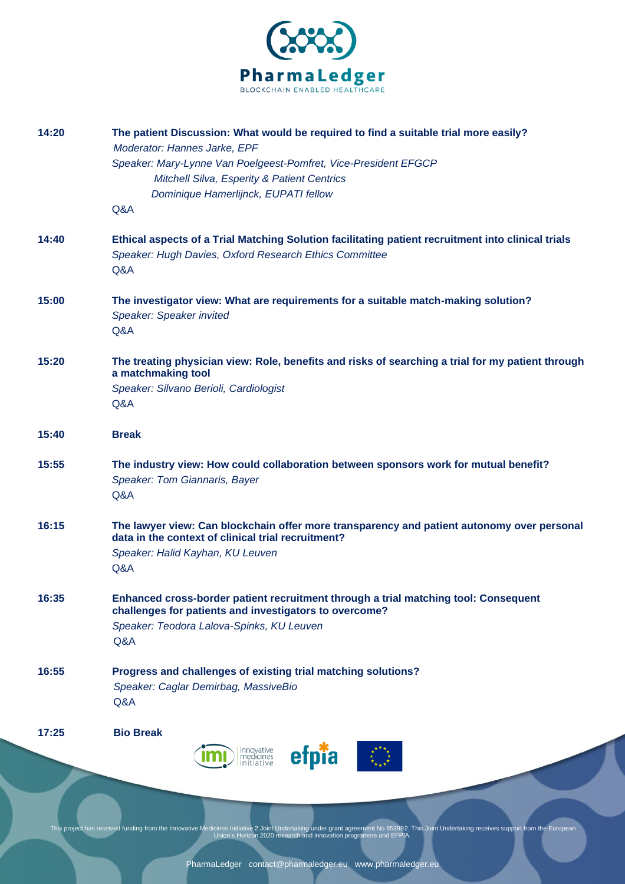| | |
|---|---|
| **14:20** | **The patient Discussion: What would be required to find a suitable trial more easily?**<br>*Moderator: Hannes Jarke, EPF*<br>*Speaker: Mary-Lynne Van Poelgeest-Pomfret, Vice-President EFGCP*<br>*Mitchell Silva, Esperity & Patient Centrics*<br>*Dominique Hamerlijnck, EUPATI fellow*<br>Q&A |
| **14:40** | **Ethical aspects of a Trial Matching Solution facilitating patient recruitment into clinical trials**<br>*Speaker: Hugh Davies, Oxford Research Ethics Committee*<br>Q&A |
| **15:00** | **The investigator view: What are requirements for a suitable match-making solution?**<br>*Speaker: Speaker invited*<br>Q&A |
| **15:20** | **The treating physician view: Role, benefits and risks of searching a trial for my patient through a matchmaking tool**<br>*Speaker: Silvano Berioli, Cardiologist*<br>Q&A |
| **15:40** | **Break** |
| **15:55** | **The industry view: How could collaboration between sponsors work for mutual benefit?**<br>*Speaker: Tom Giannaris, Bayer*<br>Q&A |
| **16:15** | **The lawyer view: Can blockchain offer more transparency and patient autonomy over personal data in the context of clinical trial recruitment?**<br>*Speaker: Halid Kayhan, KU Leuven*<br>Q&A |
| **16:35** | **Enhanced cross-border patient recruitment through a trial matching tool: Consequent challenges for patients and investigators to overcome?**<br>*Speaker: Teodora Lalova-Spinks, KU Leuven*<br>Q&A |
| **16:55** | **Progress and challenges of existing trial matching solutions?**<br>*Speaker: Caglar Demirbag, MassiveBio*<br>Q&A |
| **17:25** | **Bio Break** |

This project has received funding from the Innovative Medicines Initiative 2 Joint Undertaking under grant agreement No 853992. This Joint Undertaking receives support from the European Union's Horizon 2020 research and innovation programme and EFPIA.

PharmaLedger contact@pharmaledger.eu www.pharmaledger.eu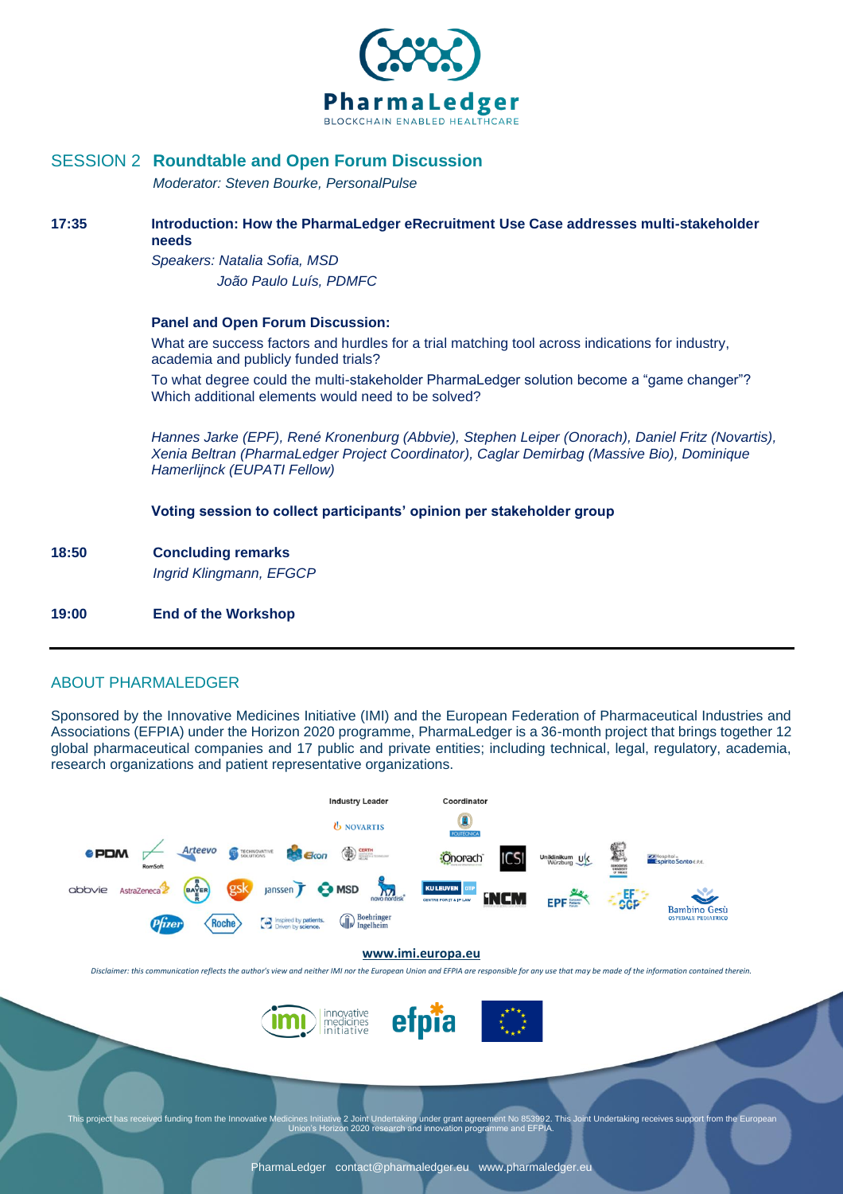## SESSION 2 **Roundtable and Open Forum Discussion**

*Moderator: Steven Bourke, PersonalPulse*

**17:35** **Introduction: How the PharmaLedger eRecruitment Use Case addresses multi-stakeholder needs**

*Speakers: Natalia Sofia, MSD*
*João Paulo Luís, PDMFC*

**Panel and Open Forum Discussion:**

What are success factors and hurdles for a trial matching tool across indications for industry, academia and publicly funded trials?

To what degree could the multi-stakeholder PharmaLedger solution become a "game changer"? Which additional elements would need to be solved?

*Hannes Jarke (EPF), René Kronenburg (Abbvie), Stephen Leiper (Onorach), Daniel Fritz (Novartis), Xenia Beltran (PharmaLedger Project Coordinator), Caglar Demirbag (Massive Bio), Dominique Hamerlijnck (EUPATI Fellow)*

**Voting session to collect participants' opinion per stakeholder group**

**18:50** **Concluding remarks**

*Ingrid Klingmann, EFGCP*

**19:00** **End of the Workshop**

---

## ABOUT PHARMALEDGER

Sponsored by the Innovative Medicines Initiative (IMI) and the European Federation of Pharmaceutical Industries and Associations (EFPIA) under the Horizon 2020 programme, PharmaLedger is a 36-month project that brings together 12 global pharmaceutical companies and 17 public and private entities; including technical, legal, regulatory, academia, research organizations and patient representative organizations.

Industry Leader

Coordinator

**www.imi.europa.eu**

*Disclaimer: this communication reflects the author's view and neither IMI nor the European Union and EFPIA are responsible for any use that may be made of the information contained therein.*

This project has received funding from the Innovative Medicines Initiative 2 Joint Undertaking under grant agreement No 853992. This Joint Undertaking receives support from the European Union's Horizon 2020 research and innovation programme and EFPIA.

PharmaLedger contact@pharmaledger.eu www.pharmaledger.eu